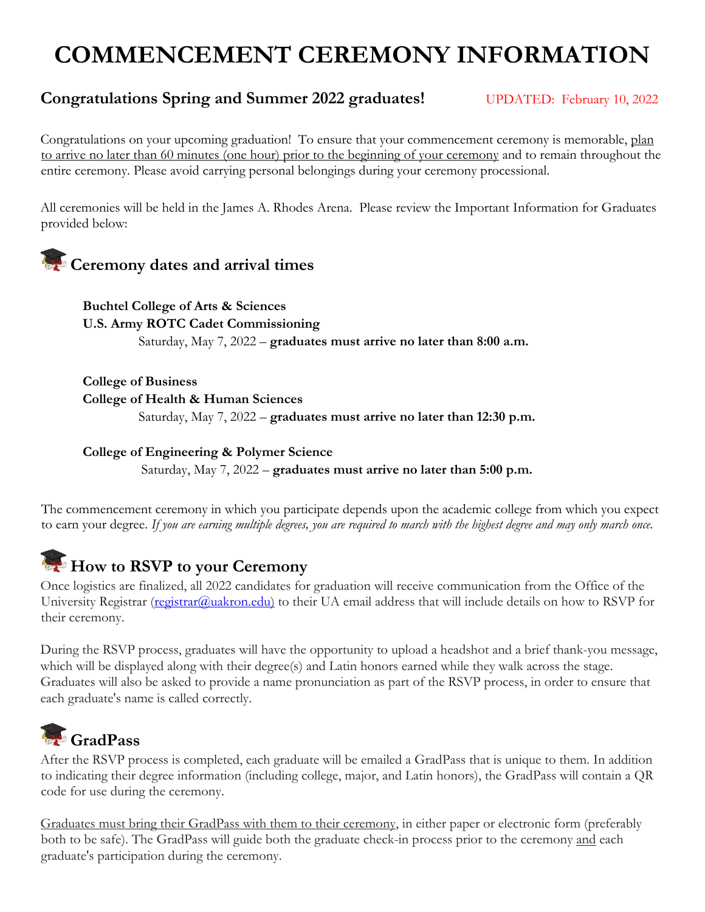# COMMENCEMENT CEREMONY INFORMATION

## Congratulations Spring and Summer 2022 graduates!

UPDATED: February 10, 2022

Congratulations on your upcoming graduation! To ensure that your commencement ceremony is memorable, plan to arrive no later than 60 minutes (one hour) prior to the beginning of your ceremony and to remain throughout the entire ceremony. Please avoid carrying personal belongings during your ceremony processional.

All ceremonies will be held in the James A. Rhodes Arena. Please review the Important Information for Graduates provided below:

## Ceremony dates and arrival times

**Buchtel College of Arts & Sciences**
**U.S. Army ROTC Cadet Commissioning**
Saturday, May 7, 2022 – **graduates must arrive no later than 8:00 a.m.**

**College of Business**
**College of Health & Human Sciences**
Saturday, May 7, 2022 – **graduates must arrive no later than 12:30 p.m.**

**College of Engineering & Polymer Science**
Saturday, May 7, 2022 – **graduates must arrive no later than 5:00 p.m.**

The commencement ceremony in which you participate depends upon the academic college from which you expect to earn your degree. *If you are earning multiple degrees, you are required to march with the highest degree and may only march once.*

## How to RSVP to your Ceremony

Once logistics are finalized, all 2022 candidates for graduation will receive communication from the Office of the University Registrar (registrar@uakron.edu) to their UA email address that will include details on how to RSVP for their ceremony.

During the RSVP process, graduates will have the opportunity to upload a headshot and a brief thank-you message, which will be displayed along with their degree(s) and Latin honors earned while they walk across the stage. Graduates will also be asked to provide a name pronunciation as part of the RSVP process, in order to ensure that each graduate's name is called correctly.

## GradPass

After the RSVP process is completed, each graduate will be emailed a GradPass that is unique to them. In addition to indicating their degree information (including college, major, and Latin honors), the GradPass will contain a QR code for use during the ceremony.

Graduates must bring their GradPass with them to their ceremony, in either paper or electronic form (preferably both to be safe). The GradPass will guide both the graduate check-in process prior to the ceremony and each graduate's participation during the ceremony.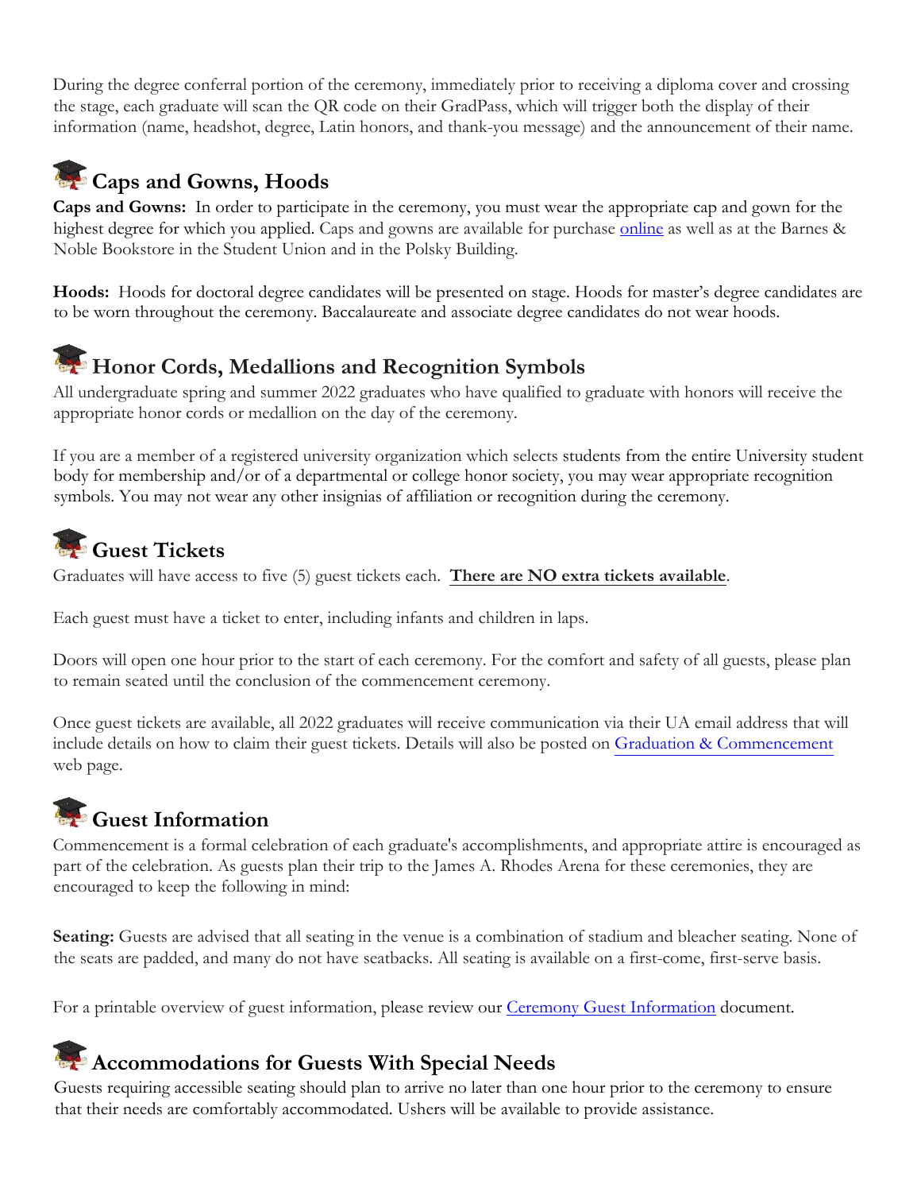During the degree conferral portion of the ceremony, immediately prior to receiving a diploma cover and crossing the stage, each graduate will scan the QR code on their GradPass, which will trigger both the display of their information (name, headshot, degree, Latin honors, and thank-you message) and the announcement of their name.

## Caps and Gowns, Hoods

**Caps and Gowns:** In order to participate in the ceremony, you must wear the appropriate cap and gown for the highest degree for which you applied. Caps and gowns are available for purchase online as well as at the Barnes & Noble Bookstore in the Student Union and in the Polsky Building.

**Hoods:** Hoods for doctoral degree candidates will be presented on stage. Hoods for master's degree candidates are to be worn throughout the ceremony. Baccalaureate and associate degree candidates do not wear hoods.

## Honor Cords, Medallions and Recognition Symbols

All undergraduate spring and summer 2022 graduates who have qualified to graduate with honors will receive the appropriate honor cords or medallion on the day of the ceremony.

If you are a member of a registered university organization which selects students from the entire University student body for membership and/or of a departmental or college honor society, you may wear appropriate recognition symbols. You may not wear any other insignias of affiliation or recognition during the ceremony.

## Guest Tickets

Graduates will have access to five (5) guest tickets each. **There are NO extra tickets available**.

Each guest must have a ticket to enter, including infants and children in laps.

Doors will open one hour prior to the start of each ceremony. For the comfort and safety of all guests, please plan to remain seated until the conclusion of the commencement ceremony.

Once guest tickets are available, all 2022 graduates will receive communication via their UA email address that will include details on how to claim their guest tickets. Details will also be posted on Graduation & Commencement web page.

## Guest Information

Commencement is a formal celebration of each graduate's accomplishments, and appropriate attire is encouraged as part of the celebration. As guests plan their trip to the James A. Rhodes Arena for these ceremonies, they are encouraged to keep the following in mind:

**Seating:** Guests are advised that all seating in the venue is a combination of stadium and bleacher seating. None of the seats are padded, and many do not have seatbacks. All seating is available on a first-come, first-serve basis.

For a printable overview of guest information, please review our Ceremony Guest Information document.

## Accommodations for Guests With Special Needs

Guests requiring accessible seating should plan to arrive no later than one hour prior to the ceremony to ensure that their needs are comfortably accommodated. Ushers will be available to provide assistance.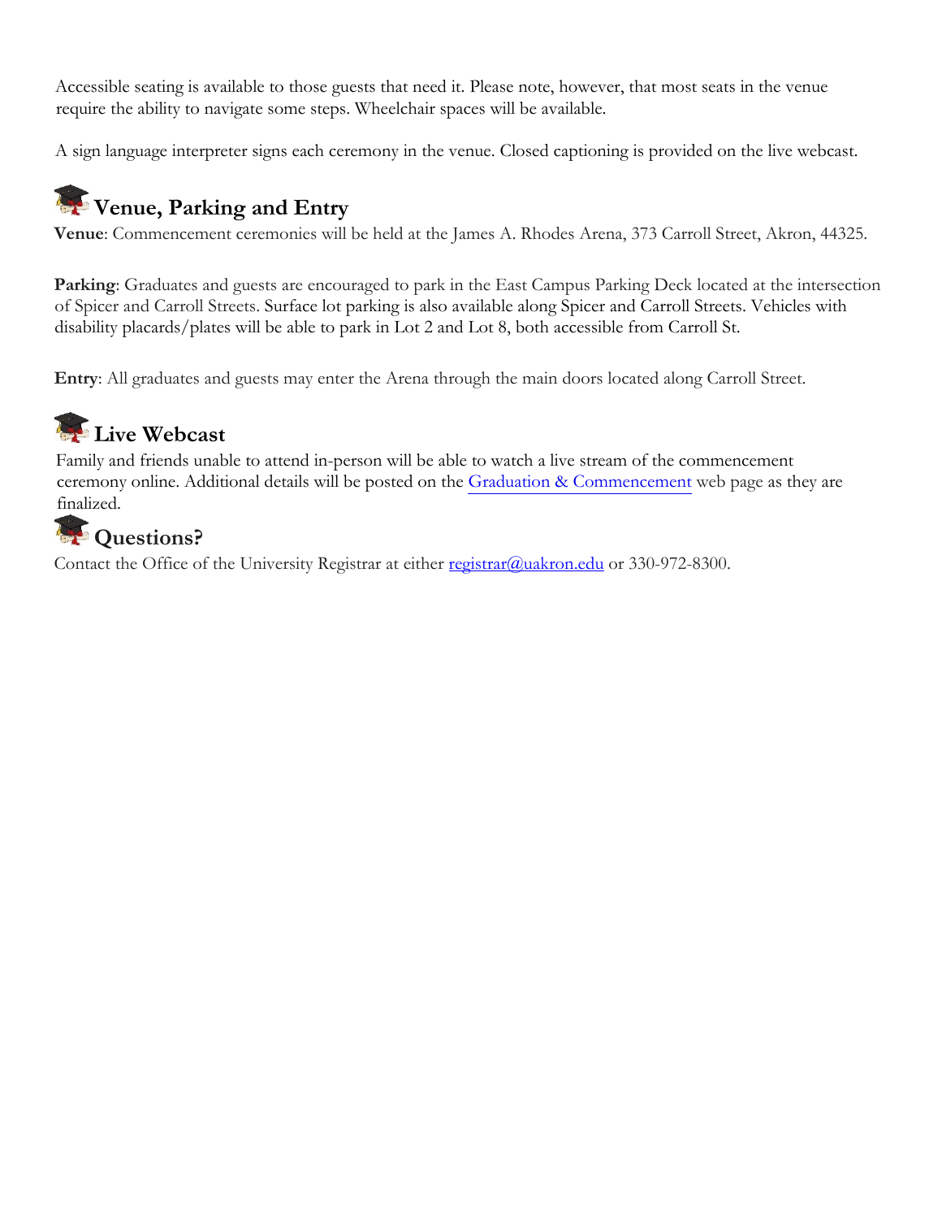Accessible seating is available to those guests that need it. Please note, however, that most seats in the venue require the ability to navigate some steps. Wheelchair spaces will be available.

A sign language interpreter signs each ceremony in the venue. Closed captioning is provided on the live webcast.

## Venue, Parking and Entry

**Venue**: Commencement ceremonies will be held at the James A. Rhodes Arena, 373 Carroll Street, Akron, 44325.

**Parking**: Graduates and guests are encouraged to park in the East Campus Parking Deck located at the intersection of Spicer and Carroll Streets. Surface lot parking is also available along Spicer and Carroll Streets. Vehicles with disability placards/plates will be able to park in Lot 2 and Lot 8, both accessible from Carroll St.

**Entry**: All graduates and guests may enter the Arena through the main doors located along Carroll Street.

## Live Webcast

Family and friends unable to attend in-person will be able to watch a live stream of the commencement ceremony online. Additional details will be posted on the Graduation & Commencement web page as they are finalized.

## Questions?

Contact the Office of the University Registrar at either registrar@uakron.edu or 330-972-8300.